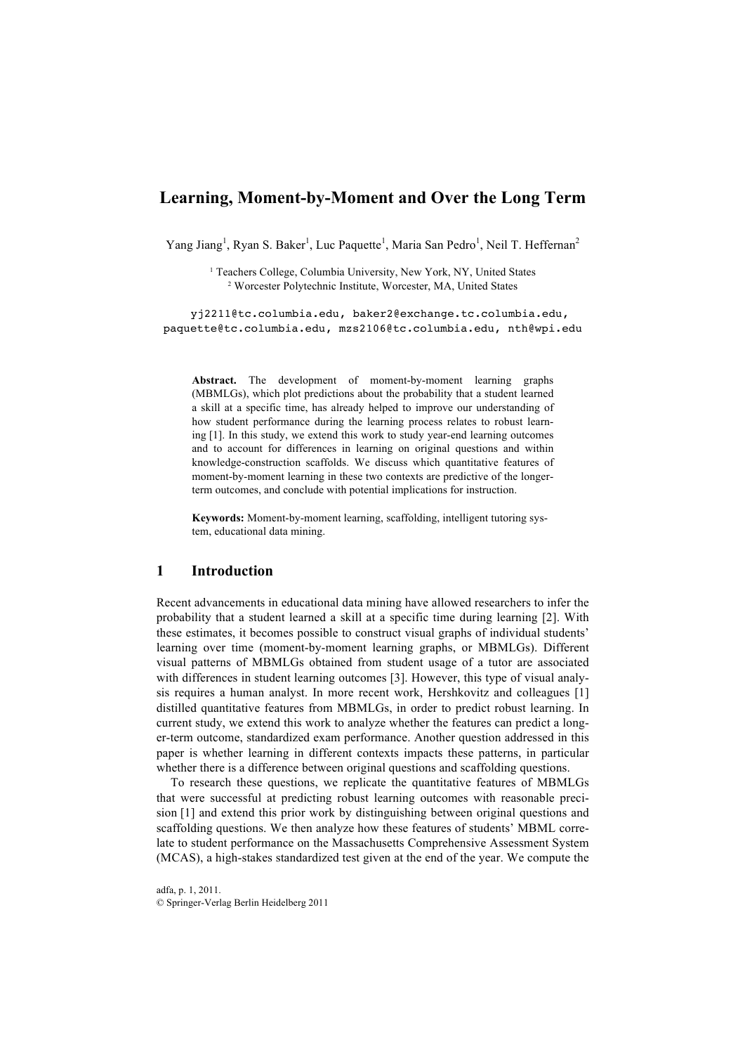# Learning, Moment-by-Moment and Over the Long Term

Yang Jiang[1], Ryan S. Baker[1], Luc Paquette[1], Maria San Pedro[1], Neil T. Heffernan[2]

[1] Teachers College, Columbia University, New York, NY, United States
[2] Worcester Polytechnic Institute, Worcester, MA, United States

yj2211@tc.columbia.edu, baker2@exchange.tc.columbia.edu, paquette@tc.columbia.edu, mzs2106@tc.columbia.edu, nth@wpi.edu

**Abstract.** The development of moment-by-moment learning graphs (MBMLGs), which plot predictions about the probability that a student learned a skill at a specific time, has already helped to improve our understanding of how student performance during the learning process relates to robust learning [1]. In this study, we extend this work to study year-end learning outcomes and to account for differences in learning on original questions and within knowledge-construction scaffolds. We discuss which quantitative features of moment-by-moment learning in these two contexts are predictive of the longer-term outcomes, and conclude with potential implications for instruction.

**Keywords:** Moment-by-moment learning, scaffolding, intelligent tutoring system, educational data mining.

## 1 Introduction

Recent advancements in educational data mining have allowed researchers to infer the probability that a student learned a skill at a specific time during learning [2]. With these estimates, it becomes possible to construct visual graphs of individual students' learning over time (moment-by-moment learning graphs, or MBMLGs). Different visual patterns of MBMLGs obtained from student usage of a tutor are associated with differences in student learning outcomes [3]. However, this type of visual analysis requires a human analyst. In more recent work, Hershkovitz and colleagues [1] distilled quantitative features from MBMLGs, in order to predict robust learning. In current study, we extend this work to analyze whether the features can predict a longer-term outcome, standardized exam performance. Another question addressed in this paper is whether learning in different contexts impacts these patterns, in particular whether there is a difference between original questions and scaffolding questions.

To research these questions, we replicate the quantitative features of MBMLGs that were successful at predicting robust learning outcomes with reasonable precision [1] and extend this prior work by distinguishing between original questions and scaffolding questions. We then analyze how these features of students' MBML correlate to student performance on the Massachusetts Comprehensive Assessment System (MCAS), a high-stakes standardized test given at the end of the year. We compute the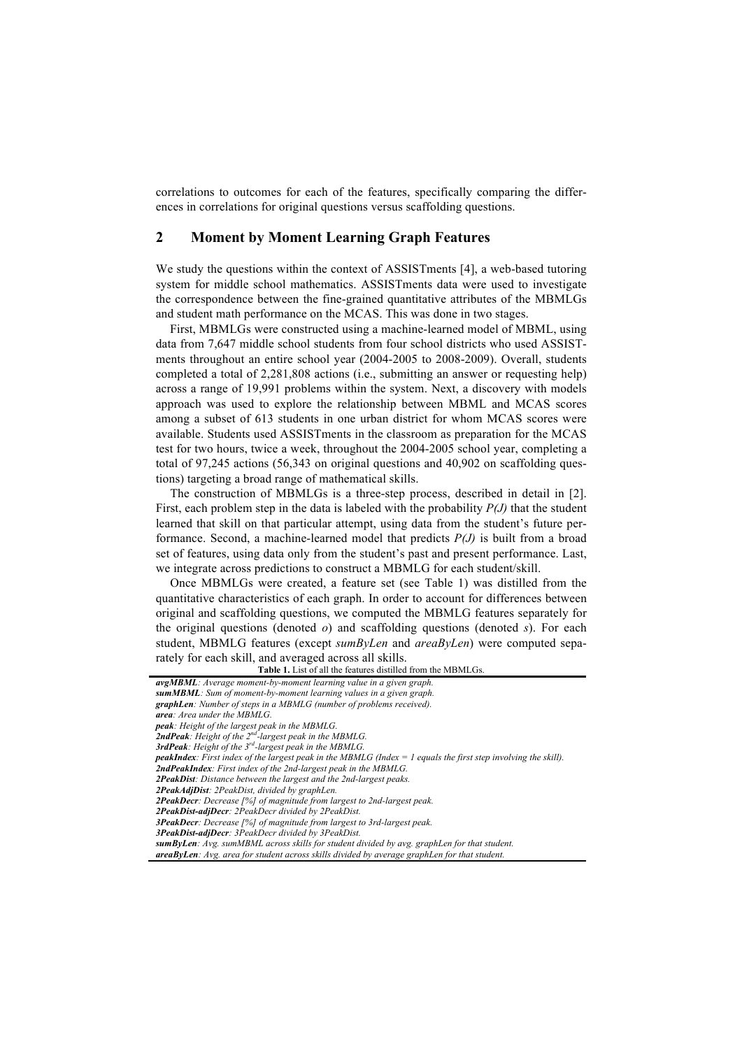correlations to outcomes for each of the features, specifically comparing the differences in correlations for original questions versus scaffolding questions.

## 2 Moment by Moment Learning Graph Features

We study the questions within the context of ASSISTments [4], a web-based tutoring system for middle school mathematics. ASSISTments data were used to investigate the correspondence between the fine-grained quantitative attributes of the MBMLGs and student math performance on the MCAS. This was done in two stages.

First, MBMLGs were constructed using a machine-learned model of MBML, using data from 7,647 middle school students from four school districts who used ASSISTments throughout an entire school year (2004-2005 to 2008-2009). Overall, students completed a total of 2,281,808 actions (i.e., submitting an answer or requesting help) across a range of 19,991 problems within the system. Next, a discovery with models approach was used to explore the relationship between MBML and MCAS scores among a subset of 613 students in one urban district for whom MCAS scores were available. Students used ASSISTments in the classroom as preparation for the MCAS test for two hours, twice a week, throughout the 2004-2005 school year, completing a total of 97,245 actions (56,343 on original questions and 40,902 on scaffolding questions) targeting a broad range of mathematical skills.

The construction of MBMLGs is a three-step process, described in detail in [2]. First, each problem step in the data is labeled with the probability $P(J)$ that the student learned that skill on that particular attempt, using data from the student's future performance. Second, a machine-learned model that predicts $P(J)$ is built from a broad set of features, using data only from the student's past and present performance. Last, we integrate across predictions to construct a MBMLG for each student/skill.

Once MBMLGs were created, a feature set (see Table 1) was distilled from the quantitative characteristics of each graph. In order to account for differences between original and scaffolding questions, we computed the MBMLG features separately for the original questions (denoted *o*) and scaffolding questions (denoted *s*). For each student, MBMLG features (except *sumByLen* and *areaByLen*) were computed separately for each skill, and averaged across all skills.

**Table 1.** List of all the features distilled from the MBMLGs.

| Feature |
|---|
| ***avgMBML***: *Average moment-by-moment learning value in a given graph.* |
| ***sumMBML***: *Sum of moment-by-moment learning values in a given graph.* |
| ***graphLen***: *Number of steps in a MBMLG (number of problems received).* |
| ***area***: *Area under the MBMLG.* |
| ***peak***: *Height of the largest peak in the MBMLG.* |
| ***2ndPeak***: *Height of the 2nd-largest peak in the MBMLG.* |
| ***3rdPeak***: *Height of the 3rd-largest peak in the MBMLG.* |
| ***peakIndex***: *First index of the largest peak in the MBMLG (Index = 1 equals the first step involving the skill).* |
| ***2ndPeakIndex***: *First index of the 2nd-largest peak in the MBMLG.* |
| ***2PeakDist***: *Distance between the largest and the 2nd-largest peaks.* |
| ***2PeakAdjDist***: *2PeakDist, divided by graphLen.* |
| ***2PeakDecr***: *Decrease [%] of magnitude from largest to 2nd-largest peak.* |
| ***2PeakDist-adjDecr***: *2PeakDecr divided by 2PeakDist.* |
| ***3PeakDecr***: *Decrease [%] of magnitude from largest to 3rd-largest peak.* |
| ***3PeakDist-adjDecr***: *3PeakDecr divided by 3PeakDist.* |
| ***sumByLen***: *Avg. sumMBML across skills for student divided by avg. graphLen for that student.* |
| ***areaByLen***: *Avg. area for student across skills divided by average graphLen for that student.* |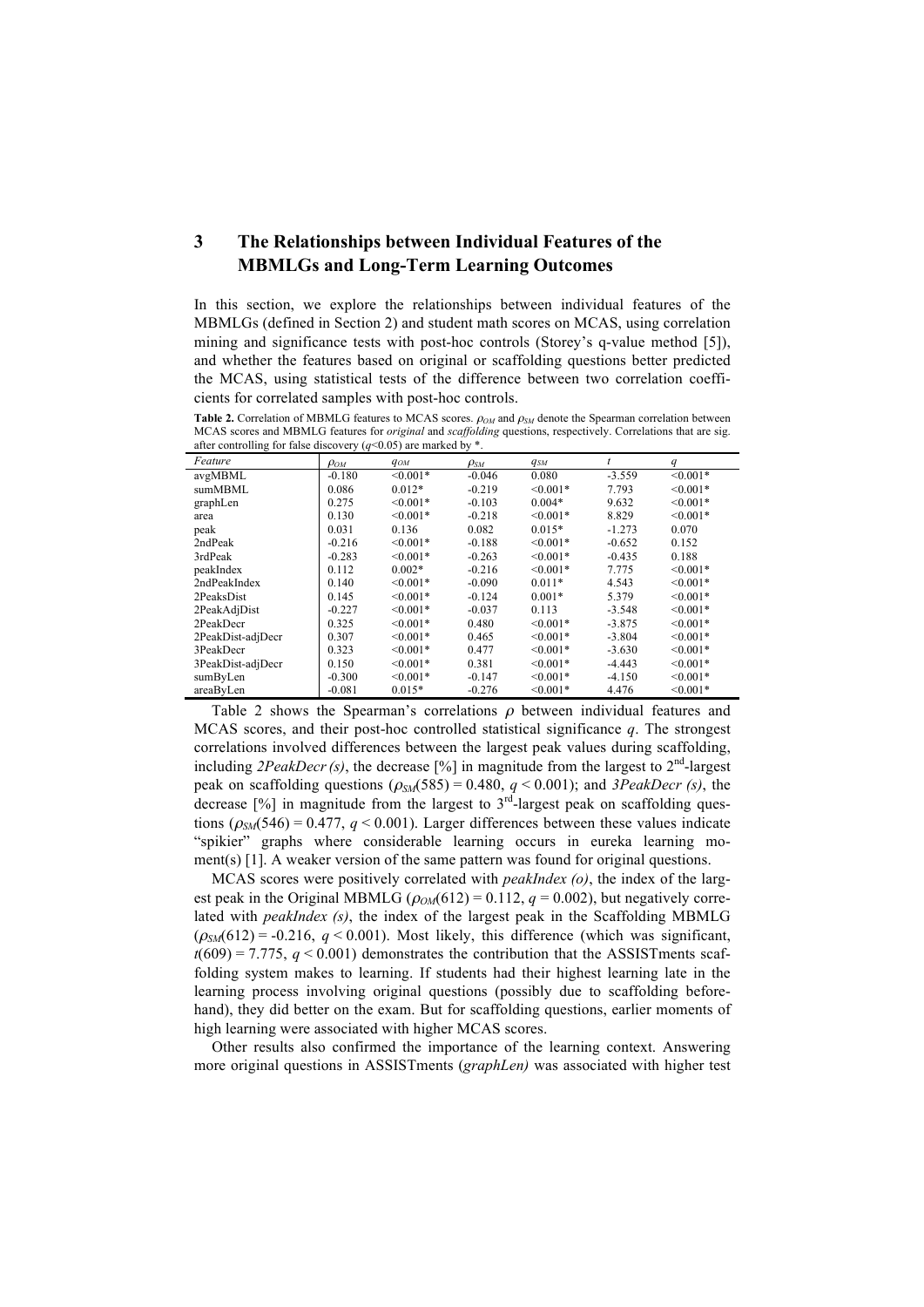## 3 The Relationships between Individual Features of the MBMLGs and Long-Term Learning Outcomes

In this section, we explore the relationships between individual features of the MBMLGs (defined in Section 2) and student math scores on MCAS, using correlation mining and significance tests with post-hoc controls (Storey's q-value method [5]), and whether the features based on original or scaffolding questions better predicted the MCAS, using statistical tests of the difference between two correlation coefficients for correlated samples with post-hoc controls.

**Table 2.** Correlation of MBMLG features to MCAS scores. $\rho_{OM}$ and $\rho_{SM}$ denote the Spearman correlation between MCAS scores and MBMLG features for *original* and *scaffolding* questions, respectively. Correlations that are sig. after controlling for false discovery ($q$<0.05) are marked by *.

| *Feature* | $\rho_{OM}$ | $q_{OM}$ | $\rho_{SM}$ | $q_{SM}$ | $t$ | $q$ |
|---|---|---|---|---|---|---|
| avgMBML | -0.180 | <0.001* | -0.046 | 0.080 | -3.559 | <0.001* |
| sumMBML | 0.086 | 0.012* | -0.219 | <0.001* | 7.793 | <0.001* |
| graphLen | 0.275 | <0.001* | -0.103 | 0.004* | 9.632 | <0.001* |
| area | 0.130 | <0.001* | -0.218 | <0.001* | 8.829 | <0.001* |
| peak | 0.031 | 0.136 | 0.082 | 0.015* | -1.273 | 0.070 |
| 2ndPeak | -0.216 | <0.001* | -0.188 | <0.001* | -0.652 | 0.152 |
| 3rdPeak | -0.283 | <0.001* | -0.263 | <0.001* | -0.435 | 0.188 |
| peakIndex | 0.112 | 0.002* | -0.216 | <0.001* | 7.775 | <0.001* |
| 2ndPeakIndex | 0.140 | <0.001* | -0.090 | 0.011* | 4.543 | <0.001* |
| 2PeaksDist | 0.145 | <0.001* | -0.124 | 0.001* | 5.379 | <0.001* |
| 2PeakAdjDist | -0.227 | <0.001* | -0.037 | 0.113 | -3.548 | <0.001* |
| 2PeakDecr | 0.325 | <0.001* | 0.480 | <0.001* | -3.875 | <0.001* |
| 2PeakDist-adjDecr | 0.307 | <0.001* | 0.465 | <0.001* | -3.804 | <0.001* |
| 3PeakDecr | 0.323 | <0.001* | 0.477 | <0.001* | -3.630 | <0.001* |
| 3PeakDist-adjDecr | 0.150 | <0.001* | 0.381 | <0.001* | -4.443 | <0.001* |
| sumByLen | -0.300 | <0.001* | -0.147 | <0.001* | -4.150 | <0.001* |
| areaByLen | -0.081 | 0.015* | -0.276 | <0.001* | 4.476 | <0.001* |

Table 2 shows the Spearman's correlations $\rho$ between individual features and MCAS scores, and their post-hoc controlled statistical significance $q$. The strongest correlations involved differences between the largest peak values during scaffolding, including *2PeakDecr (s)*, the decrease [%] in magnitude from the largest to $2^{nd}$-largest peak on scaffolding questions ($\rho_{SM}(585) = 0.480$, $q < 0.001$); and *3PeakDecr (s)*, the decrease [%] in magnitude from the largest to $3^{rd}$-largest peak on scaffolding questions ($\rho_{SM}(546) = 0.477$, $q < 0.001$). Larger differences between these values indicate "spikier" graphs where considerable learning occurs in eureka learning moment(s) [1]. A weaker version of the same pattern was found for original questions.

MCAS scores were positively correlated with *peakIndex (o)*, the index of the largest peak in the Original MBMLG ($\rho_{OM}(612) = 0.112$, $q = 0.002$), but negatively correlated with *peakIndex (s)*, the index of the largest peak in the Scaffolding MBMLG ($\rho_{SM}(612) = -0.216$, $q < 0.001$). Most likely, this difference (which was significant, $t(609) = 7.775$, $q < 0.001$) demonstrates the contribution that the ASSISTments scaffolding system makes to learning. If students had their highest learning late in the learning process involving original questions (possibly due to scaffolding beforehand), they did better on the exam. But for scaffolding questions, earlier moments of high learning were associated with higher MCAS scores.

Other results also confirmed the importance of the learning context. Answering more original questions in ASSISTments (*graphLen)* was associated with higher test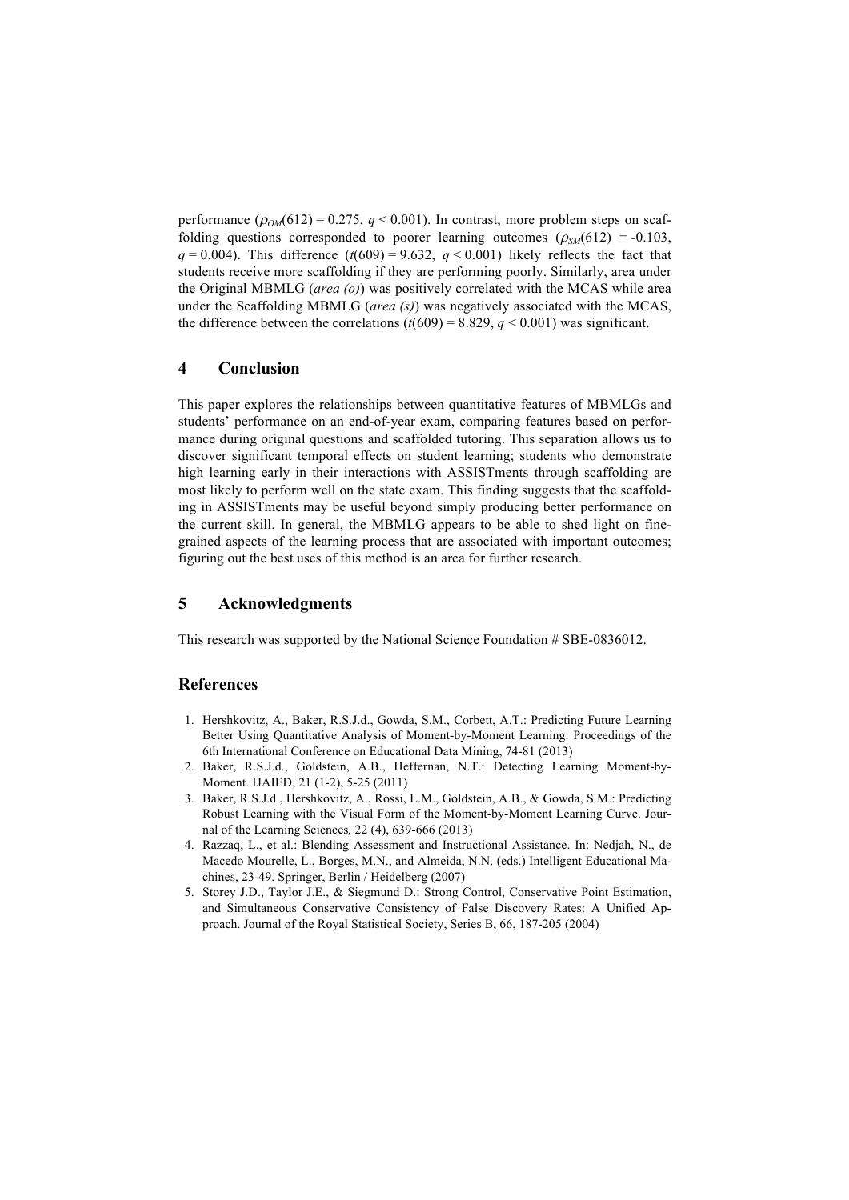performance ($\rho_{OM}(612) = 0.275$, $q < 0.001$). In contrast, more problem steps on scaffolding questions corresponded to poorer learning outcomes ($\rho_{SM}(612) = -0.103$, $q = 0.004$). This difference ($t(609) = 9.632$, $q < 0.001$) likely reflects the fact that students receive more scaffolding if they are performing poorly. Similarly, area under the Original MBMLG (*area (o)*) was positively correlated with the MCAS while area under the Scaffolding MBMLG (*area (s)*) was negatively associated with the MCAS, the difference between the correlations ($t(609) = 8.829$, $q < 0.001$) was significant.

## 4 Conclusion

This paper explores the relationships between quantitative features of MBMLGs and students' performance on an end-of-year exam, comparing features based on performance during original questions and scaffolded tutoring. This separation allows us to discover significant temporal effects on student learning; students who demonstrate high learning early in their interactions with ASSISTments through scaffolding are most likely to perform well on the state exam. This finding suggests that the scaffolding in ASSISTments may be useful beyond simply producing better performance on the current skill. In general, the MBMLG appears to be able to shed light on fine-grained aspects of the learning process that are associated with important outcomes; figuring out the best uses of this method is an area for further research.

## 5 Acknowledgments

This research was supported by the National Science Foundation # SBE-0836012.

## References

1. Hershkovitz, A., Baker, R.S.J.d., Gowda, S.M., Corbett, A.T.: Predicting Future Learning Better Using Quantitative Analysis of Moment-by-Moment Learning. Proceedings of the 6th International Conference on Educational Data Mining, 74-81 (2013)
2. Baker, R.S.J.d., Goldstein, A.B., Heffernan, N.T.: Detecting Learning Moment-by-Moment. IJAIED, 21 (1-2), 5-25 (2011)
3. Baker, R.S.J.d., Hershkovitz, A., Rossi, L.M., Goldstein, A.B., & Gowda, S.M.: Predicting Robust Learning with the Visual Form of the Moment-by-Moment Learning Curve. Journal of the Learning Sciences*,* 22 (4), 639-666 (2013)
4. Razzaq, L., et al.: Blending Assessment and Instructional Assistance. In: Nedjah, N., de Macedo Mourelle, L., Borges, M.N., and Almeida, N.N. (eds.) Intelligent Educational Machines, 23-49. Springer, Berlin / Heidelberg (2007)
5. Storey J.D., Taylor J.E., & Siegmund D.: Strong Control, Conservative Point Estimation, and Simultaneous Conservative Consistency of False Discovery Rates: A Unified Approach. Journal of the Royal Statistical Society, Series B, 66, 187-205 (2004)